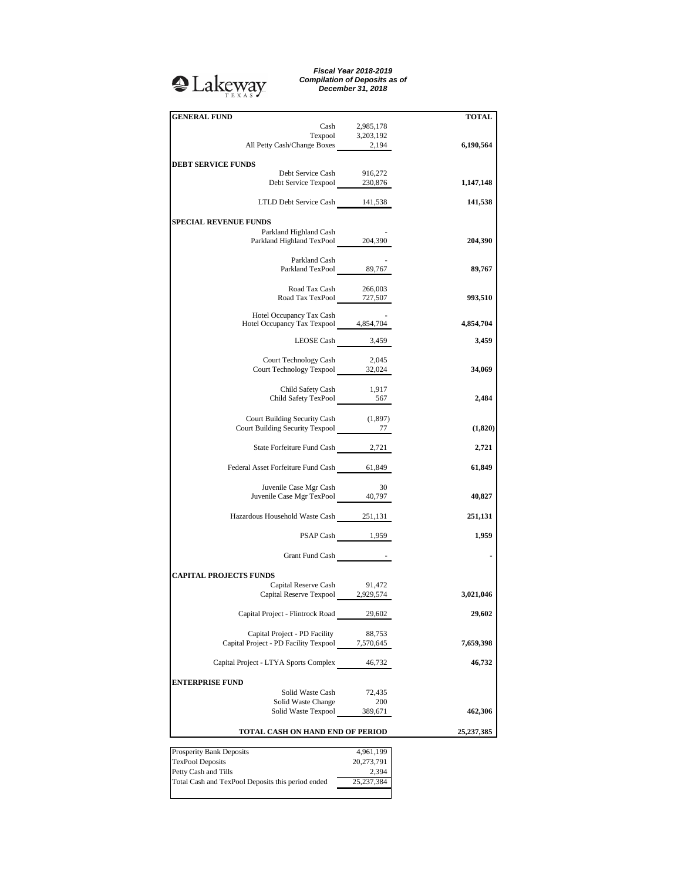Lakeway TEXAS

***Fiscal Year 2018-2019***
***Compilation of Deposits as of***
***December 31, 2018***

| **GENERAL FUND** | | **TOTAL** |
|---|---|---|
| Cash | 2,985,178 | |
| Texpool | 3,203,192 | |
| All Petty Cash/Change Boxes | 2,194 | **6,190,564** |
| **DEBT SERVICE FUNDS** | | |
| Debt Service Cash | 916,272 | |
| Debt Service Texpool | 230,876 | **1,147,148** |
| LTLD Debt Service Cash | 141,538 | **141,538** |
| **SPECIAL REVENUE FUNDS** | | |
| Parkland Highland Cash | - | |
| Parkland Highland TexPool | 204,390 | **204,390** |
| Parkland Cash | - | |
| Parkland TexPool | 89,767 | **89,767** |
| Road Tax Cash | 266,003 | |
| Road Tax TexPool | 727,507 | **993,510** |
| Hotel Occupancy Tax Cash | - | |
| Hotel Occupancy Tax Texpool | 4,854,704 | **4,854,704** |
| LEOSE Cash | 3,459 | **3,459** |
| Court Technology Cash | 2,045 | |
| Court Technology Texpool | 32,024 | **34,069** |
| Child Safety Cash | 1,917 | |
| Child Safety TexPool | 567 | **2,484** |
| Court Building Security Cash | (1,897) | |
| Court Building Security Texpool | 77 | **(1,820)** |
| State Forfeiture Fund Cash | 2,721 | **2,721** |
| Federal Asset Forfeiture Fund Cash | 61,849 | **61,849** |
| Juvenile Case Mgr Cash | 30 | |
| Juvenile Case Mgr TexPool | 40,797 | **40,827** |
| Hazardous Household Waste Cash | 251,131 | **251,131** |
| PSAP Cash | 1,959 | **1,959** |
| Grant Fund Cash | - | **-** |
| **CAPITAL PROJECTS FUNDS** | | |
| Capital Reserve Cash | 91,472 | |
| Capital Reserve Texpool | 2,929,574 | **3,021,046** |
| Capital Project - Flintrock Road | 29,602 | **29,602** |
| Capital Project - PD Facility | 88,753 | |
| Capital Project - PD Facility Texpool | 7,570,645 | **7,659,398** |
| Capital Project - LTYA Sports Complex | 46,732 | **46,732** |
| **ENTERPRISE FUND** | | |
| Solid Waste Cash | 72,435 | |
| Solid Waste Change | 200 | |
| Solid Waste Texpool | 389,671 | **462,306** |
| **TOTAL CASH ON HAND END OF PERIOD** | | **25,237,385** |

| | |
|---|---|
| Prosperity Bank Deposits | 4,961,199 |
| TexPool Deposits | 20,273,791 |
| Petty Cash and Tills | 2,394 |
| Total Cash and TexPool Deposits this period ended | 25,237,384 |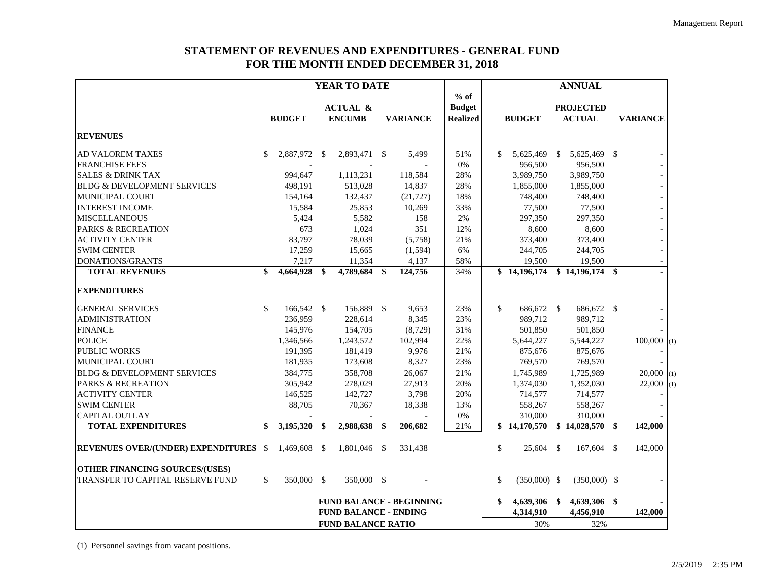# STATEMENT OF REVENUES AND EXPENDITURES - GENERAL FUND
# FOR THE MONTH ENDED DECEMBER 31, 2018

| | YEAR TO DATE | | | % of Budget Realized | ANNUAL | | |
|---|---|---|---|---|---|---|---|
| | BUDGET | ACTUAL & ENCUMB | VARIANCE | | BUDGET | PROJECTED ACTUAL | VARIANCE |
| **REVENUES** | | | | | | | |
| AD VALOREM TAXES | $ 2,887,972 | $ 2,893,471 | $ 5,499 | 51% | $ 5,625,469 | $ 5,625,469 | $ - |
| FRANCHISE FEES | - | - | - | 0% | 956,500 | 956,500 | - |
| SALES & DRINK TAX | 994,647 | 1,113,231 | 118,584 | 28% | 3,989,750 | 3,989,750 | - |
| BLDG & DEVELOPMENT SERVICES | 498,191 | 513,028 | 14,837 | 28% | 1,855,000 | 1,855,000 | - |
| MUNICIPAL COURT | 154,164 | 132,437 | (21,727) | 18% | 748,400 | 748,400 | - |
| INTEREST INCOME | 15,584 | 25,853 | 10,269 | 33% | 77,500 | 77,500 | - |
| MISCELLANEOUS | 5,424 | 5,582 | 158 | 2% | 297,350 | 297,350 | - |
| PARKS & RECREATION | 673 | 1,024 | 351 | 12% | 8,600 | 8,600 | - |
| ACTIVITY CENTER | 83,797 | 78,039 | (5,758) | 21% | 373,400 | 373,400 | - |
| SWIM CENTER | 17,259 | 15,665 | (1,594) | 6% | 244,705 | 244,705 | - |
| DONATIONS/GRANTS | 7,217 | 11,354 | 4,137 | 58% | 19,500 | 19,500 | - |
| **TOTAL REVENUES** | **$ 4,664,928** | **$ 4,789,684** | **$ 124,756** | 34% | **$ 14,196,174** | **$ 14,196,174** | **$ -** |
| **EXPENDITURES** | | | | | | | |
| GENERAL SERVICES | $ 166,542 | $ 156,889 | $ 9,653 | 23% | $ 686,672 | $ 686,672 | $ - |
| ADMINISTRATION | 236,959 | 228,614 | 8,345 | 23% | 989,712 | 989,712 | - |
| FINANCE | 145,976 | 154,705 | (8,729) | 31% | 501,850 | 501,850 | - |
| POLICE | 1,346,566 | 1,243,572 | 102,994 | 22% | 5,644,227 | 5,544,227 | 100,000 (1) |
| PUBLIC WORKS | 191,395 | 181,419 | 9,976 | 21% | 875,676 | 875,676 | - |
| MUNICIPAL COURT | 181,935 | 173,608 | 8,327 | 23% | 769,570 | 769,570 | - |
| BLDG & DEVELOPMENT SERVICES | 384,775 | 358,708 | 26,067 | 21% | 1,745,989 | 1,725,989 | 20,000 (1) |
| PARKS & RECREATION | 305,942 | 278,029 | 27,913 | 20% | 1,374,030 | 1,352,030 | 22,000 (1) |
| ACTIVITY CENTER | 146,525 | 142,727 | 3,798 | 20% | 714,577 | 714,577 | - |
| SWIM CENTER | 88,705 | 70,367 | 18,338 | 13% | 558,267 | 558,267 | - |
| CAPITAL OUTLAY | - | - | - | 0% | 310,000 | 310,000 | - |
| **TOTAL EXPENDITURES** | **$ 3,195,320** | **$ 2,988,638** | **$ 206,682** | 21% | **$ 14,170,570** | **$ 14,028,570** | **$ 142,000** |
| **REVENUES OVER/(UNDER) EXPENDITURES** | $ 1,469,608 | $ 1,801,046 | $ 331,438 | | $ 25,604 | $ 167,604 | $ 142,000 |
| **OTHER FINANCING SOURCES/(USES)** | | | | | | | |
| TRANSFER TO CAPITAL RESERVE FUND | $ 350,000 | $ 350,000 | $ - | | $ (350,000) | $ (350,000) | $ - |
| | | **FUND BALANCE - BEGINNING** | | | **$ 4,639,306** | **$ 4,639,306** | **$ -** |
| | | **FUND BALANCE - ENDING** | | | **4,314,910** | **4,456,910** | **142,000** |
| | | **FUND BALANCE RATIO** | | | 30% | 32% | |

(1) Personnel savings from vacant positions.